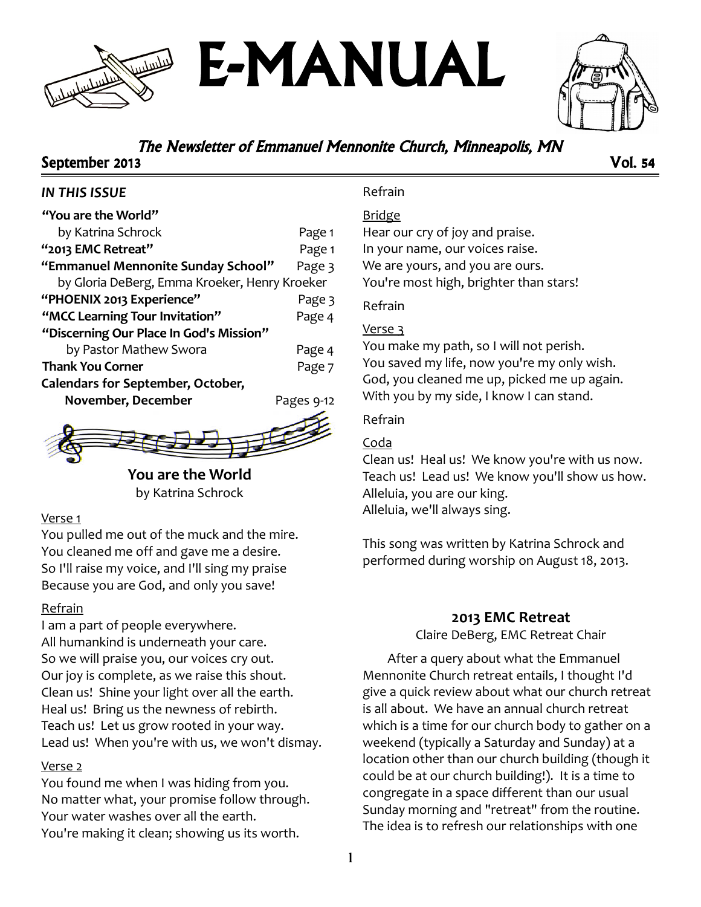# E-MANUAL

*The Newsletter of Emmanuel Mennonite Church, Minneapolis, MN*

September 2013 Vol. 54

***IN THIS ISSUE***

| | |
|---|---|
| **"You are the World"** by Katrina Schrock | Page 1 |
| **"2013 EMC Retreat"** | Page 1 |
| **"Emmanuel Mennonite Sunday School"** by Gloria DeBerg, Emma Kroeker, Henry Kroeker | Page 3 |
| **"PHOENIX 2013 Experience"** | Page 3 |
| **"MCC Learning Tour Invitation"** | Page 4 |
| **"Discerning Our Place In God's Mission"** by Pastor Mathew Swora | Page 4 |
| **Thank You Corner** | Page 7 |
| **Calendars for September, October, November, December** | Pages 9-12 |

## You are the World

by Katrina Schrock

Verse 1

You pulled me out of the muck and the mire.
You cleaned me off and gave me a desire.
So I'll raise my voice, and I'll sing my praise
Because you are God, and only you save!

Refrain

I am a part of people everywhere.
All humankind is underneath your care.
So we will praise you, our voices cry out.
Our joy is complete, as we raise this shout.
Clean us! Shine your light over all the earth.
Heal us! Bring us the newness of rebirth.
Teach us! Let us grow rooted in your way.
Lead us! When you're with us, we won't dismay.

Verse 2

You found me when I was hiding from you.
No matter what, your promise follow through.
Your water washes over all the earth.
You're making it clean; showing us its worth.

Refrain

Bridge

Hear our cry of joy and praise.
In your name, our voices raise.
We are yours, and you are ours.
You're most high, brighter than stars!

Refrain

Verse 3

You make my path, so I will not perish.
You saved my life, now you're my only wish.
God, you cleaned me up, picked me up again.
With you by my side, I know I can stand.

Refrain

Coda

Clean us! Heal us! We know you're with us now.
Teach us! Lead us! We know you'll show us how.
Alleluia, you are our king.
Alleluia, we'll always sing.

This song was written by Katrina Schrock and performed during worship on August 18, 2013.

## 2013 EMC Retreat

Claire DeBerg, EMC Retreat Chair

After a query about what the Emmanuel Mennonite Church retreat entails, I thought I'd give a quick review about what our church retreat is all about. We have an annual church retreat which is a time for our church body to gather on a weekend (typically a Saturday and Sunday) at a location other than our church building (though it could be at our church building!). It is a time to congregate in a space different than our usual Sunday morning and "retreat" from the routine. The idea is to refresh our relationships with one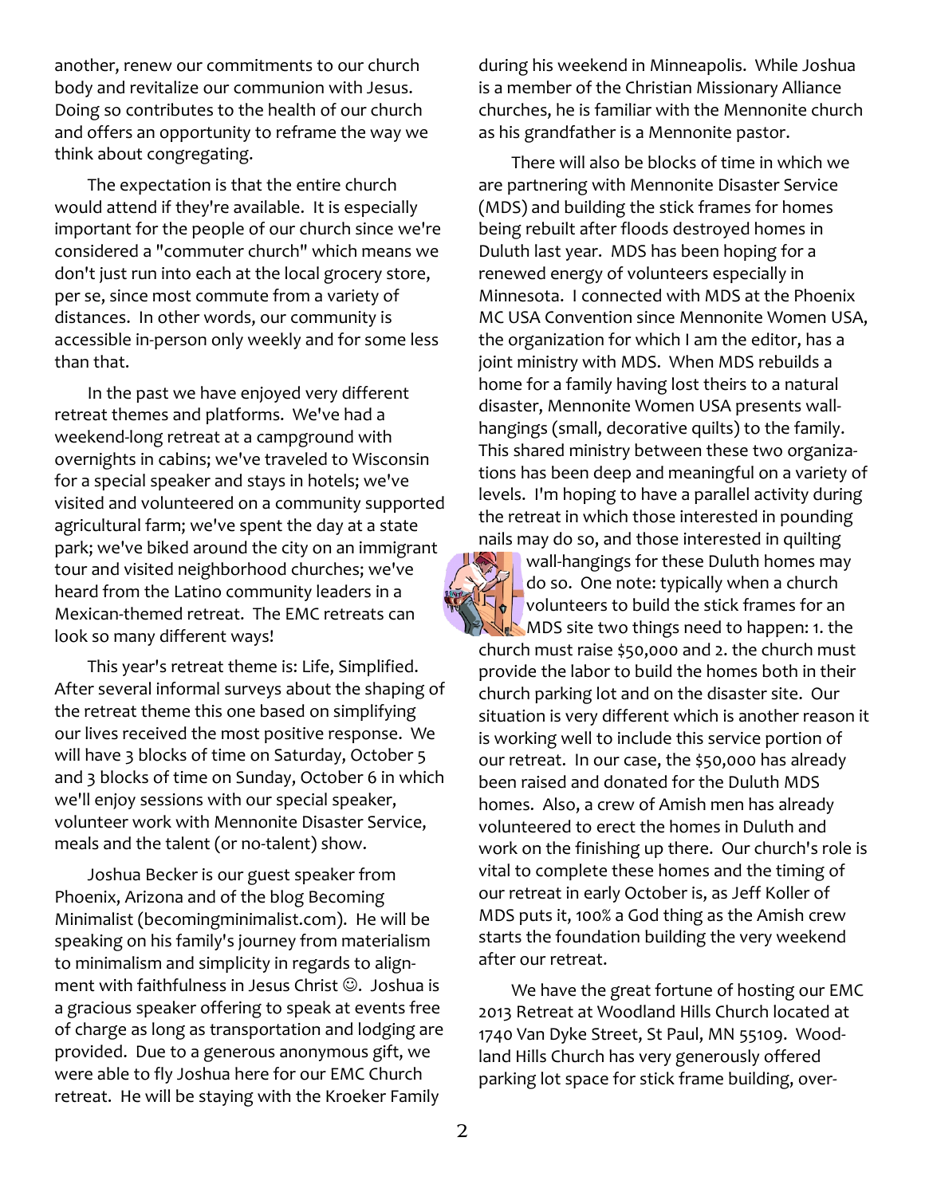another, renew our commitments to our church body and revitalize our communion with Jesus. Doing so contributes to the health of our church and offers an opportunity to reframe the way we think about congregating.

The expectation is that the entire church would attend if they're available. It is especially important for the people of our church since we're considered a "commuter church" which means we don't just run into each at the local grocery store, per se, since most commute from a variety of distances. In other words, our community is accessible in-person only weekly and for some less than that.

In the past we have enjoyed very different retreat themes and platforms. We've had a weekend-long retreat at a campground with overnights in cabins; we've traveled to Wisconsin for a special speaker and stays in hotels; we've visited and volunteered on a community supported agricultural farm; we've spent the day at a state park; we've biked around the city on an immigrant tour and visited neighborhood churches; we've heard from the Latino community leaders in a Mexican-themed retreat. The EMC retreats can look so many different ways!

This year's retreat theme is: Life, Simplified. After several informal surveys about the shaping of the retreat theme this one based on simplifying our lives received the most positive response. We will have 3 blocks of time on Saturday, October 5 and 3 blocks of time on Sunday, October 6 in which we'll enjoy sessions with our special speaker, volunteer work with Mennonite Disaster Service, meals and the talent (or no-talent) show.

Joshua Becker is our guest speaker from Phoenix, Arizona and of the blog Becoming Minimalist (becomingminimalist.com). He will be speaking on his family's journey from materialism to minimalism and simplicity in regards to alignment with faithfulness in Jesus Christ ☺. Joshua is a gracious speaker offering to speak at events free of charge as long as transportation and lodging are provided. Due to a generous anonymous gift, we were able to fly Joshua here for our EMC Church retreat. He will be staying with the Kroeker Family during his weekend in Minneapolis. While Joshua is a member of the Christian Missionary Alliance churches, he is familiar with the Mennonite church as his grandfather is a Mennonite pastor.

There will also be blocks of time in which we are partnering with Mennonite Disaster Service (MDS) and building the stick frames for homes being rebuilt after floods destroyed homes in Duluth last year. MDS has been hoping for a renewed energy of volunteers especially in Minnesota. I connected with MDS at the Phoenix MC USA Convention since Mennonite Women USA, the organization for which I am the editor, has a joint ministry with MDS. When MDS rebuilds a home for a family having lost theirs to a natural disaster, Mennonite Women USA presents wall-hangings (small, decorative quilts) to the family. This shared ministry between these two organizations has been deep and meaningful on a variety of levels. I'm hoping to have a parallel activity during the retreat in which those interested in pounding nails may do so, and those interested in quilting wall-hangings for these Duluth homes may do so. One note: typically when a church volunteers to build the stick frames for an MDS site two things need to happen: 1. the church must raise $50,000 and 2. the church must provide the labor to build the homes both in their church parking lot and on the disaster site. Our situation is very different which is another reason it is working well to include this service portion of our retreat. In our case, the $50,000 has already been raised and donated for the Duluth MDS homes. Also, a crew of Amish men has already volunteered to erect the homes in Duluth and work on the finishing up there. Our church's role is vital to complete these homes and the timing of our retreat in early October is, as Jeff Koller of MDS puts it, 100% a God thing as the Amish crew starts the foundation building the very weekend after our retreat.

We have the great fortune of hosting our EMC 2013 Retreat at Woodland Hills Church located at 1740 Van Dyke Street, St Paul, MN 55109. Woodland Hills Church has very generously offered parking lot space for stick frame building, over-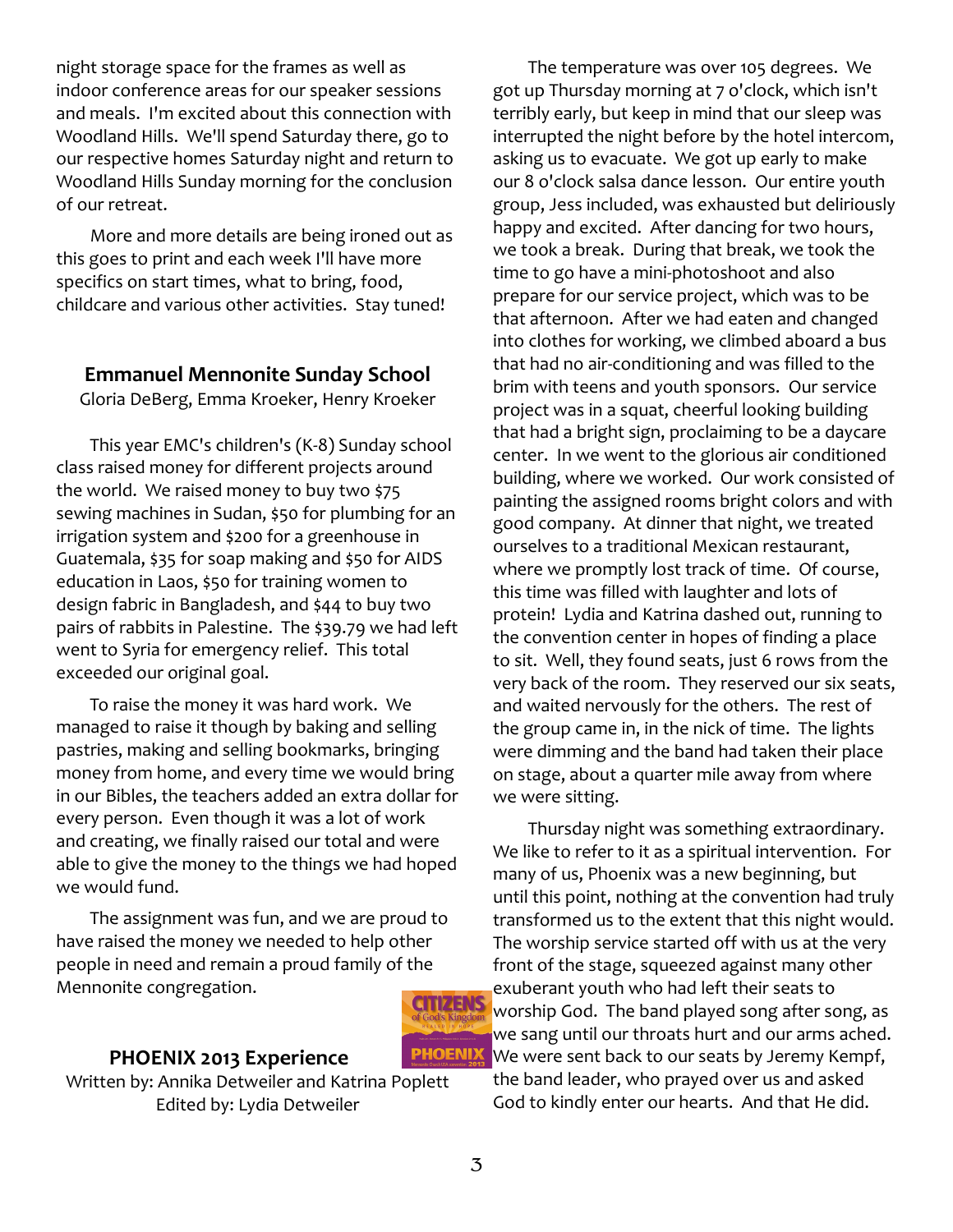night storage space for the frames as well as indoor conference areas for our speaker sessions and meals. I'm excited about this connection with Woodland Hills. We'll spend Saturday there, go to our respective homes Saturday night and return to Woodland Hills Sunday morning for the conclusion of our retreat.

More and more details are being ironed out as this goes to print and each week I'll have more specifics on start times, what to bring, food, childcare and various other activities. Stay tuned!

## Emmanuel Mennonite Sunday School

Gloria DeBerg, Emma Kroeker, Henry Kroeker

This year EMC's children's (K-8) Sunday school class raised money for different projects around the world. We raised money to buy two $75 sewing machines in Sudan, $50 for plumbing for an irrigation system and $200 for a greenhouse in Guatemala, $35 for soap making and $50 for AIDS education in Laos, $50 for training women to design fabric in Bangladesh, and $44 to buy two pairs of rabbits in Palestine. The $39.79 we had left went to Syria for emergency relief. This total exceeded our original goal.

To raise the money it was hard work. We managed to raise it though by baking and selling pastries, making and selling bookmarks, bringing money from home, and every time we would bring in our Bibles, the teachers added an extra dollar for every person. Even though it was a lot of work and creating, we finally raised our total and were able to give the money to the things we had hoped we would fund.

The assignment was fun, and we are proud to have raised the money we needed to help other people in need and remain a proud family of the Mennonite congregation.

## PHOENIX 2013 Experience

Written by: Annika Detweiler and Katrina Poplett
Edited by: Lydia Detweiler

The temperature was over 105 degrees. We got up Thursday morning at 7 o'clock, which isn't terribly early, but keep in mind that our sleep was interrupted the night before by the hotel intercom, asking us to evacuate. We got up early to make our 8 o'clock salsa dance lesson. Our entire youth group, Jess included, was exhausted but deliriously happy and excited. After dancing for two hours, we took a break. During that break, we took the time to go have a mini-photoshoot and also prepare for our service project, which was to be that afternoon. After we had eaten and changed into clothes for working, we climbed aboard a bus that had no air-conditioning and was filled to the brim with teens and youth sponsors. Our service project was in a squat, cheerful looking building that had a bright sign, proclaiming to be a daycare center. In we went to the glorious air conditioned building, where we worked. Our work consisted of painting the assigned rooms bright colors and with good company. At dinner that night, we treated ourselves to a traditional Mexican restaurant, where we promptly lost track of time. Of course, this time was filled with laughter and lots of protein! Lydia and Katrina dashed out, running to the convention center in hopes of finding a place to sit. Well, they found seats, just 6 rows from the very back of the room. They reserved our six seats, and waited nervously for the others. The rest of the group came in, in the nick of time. The lights were dimming and the band had taken their place on stage, about a quarter mile away from where we were sitting.

Thursday night was something extraordinary. We like to refer to it as a spiritual intervention. For many of us, Phoenix was a new beginning, but until this point, nothing at the convention had truly transformed us to the extent that this night would. The worship service started off with us at the very front of the stage, squeezed against many other exuberant youth who had left their seats to worship God. The band played song after song, as we sang until our throats hurt and our arms ached. We were sent back to our seats by Jeremy Kempf, the band leader, who prayed over us and asked God to kindly enter our hearts. And that He did.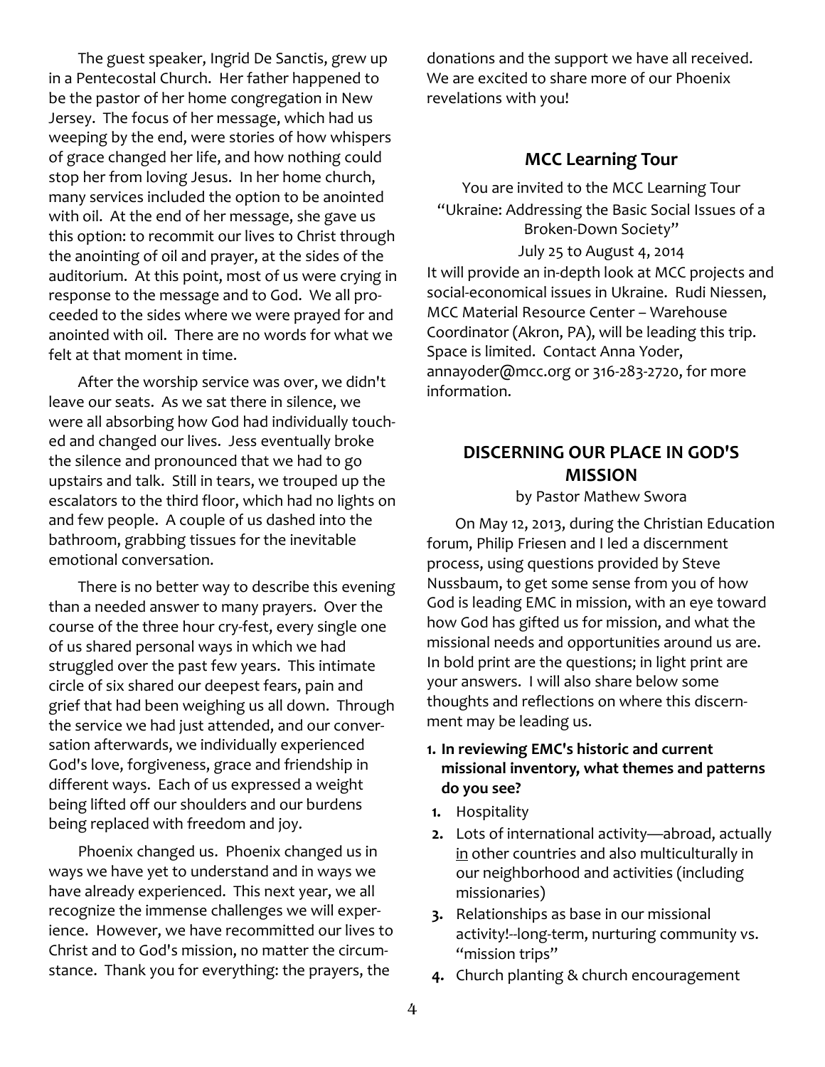The guest speaker, Ingrid De Sanctis, grew up in a Pentecostal Church. Her father happened to be the pastor of her home congregation in New Jersey. The focus of her message, which had us weeping by the end, were stories of how whispers of grace changed her life, and how nothing could stop her from loving Jesus. In her home church, many services included the option to be anointed with oil. At the end of her message, she gave us this option: to recommit our lives to Christ through the anointing of oil and prayer, at the sides of the auditorium. At this point, most of us were crying in response to the message and to God. We all proceeded to the sides where we were prayed for and anointed with oil. There are no words for what we felt at that moment in time.

After the worship service was over, we didn't leave our seats. As we sat there in silence, we were all absorbing how God had individually touched and changed our lives. Jess eventually broke the silence and pronounced that we had to go upstairs and talk. Still in tears, we trouped up the escalators to the third floor, which had no lights on and few people. A couple of us dashed into the bathroom, grabbing tissues for the inevitable emotional conversation.

There is no better way to describe this evening than a needed answer to many prayers. Over the course of the three hour cry-fest, every single one of us shared personal ways in which we had struggled over the past few years. This intimate circle of six shared our deepest fears, pain and grief that had been weighing us all down. Through the service we had just attended, and our conversation afterwards, we individually experienced God's love, forgiveness, grace and friendship in different ways. Each of us expressed a weight being lifted off our shoulders and our burdens being replaced with freedom and joy.

Phoenix changed us. Phoenix changed us in ways we have yet to understand and in ways we have already experienced. This next year, we all recognize the immense challenges we will experience. However, we have recommitted our lives to Christ and to God's mission, no matter the circumstance. Thank you for everything: the prayers, the donations and the support we have all received. We are excited to share more of our Phoenix revelations with you!

## MCC Learning Tour

You are invited to the MCC Learning Tour
"Ukraine: Addressing the Basic Social Issues of a Broken-Down Society"
July 25 to August 4, 2014

It will provide an in-depth look at MCC projects and social-economical issues in Ukraine. Rudi Niessen, MCC Material Resource Center – Warehouse Coordinator (Akron, PA), will be leading this trip. Space is limited. Contact Anna Yoder, annayoder@mcc.org or 316-283-2720, for more information.

## DISCERNING OUR PLACE IN GOD'S MISSION

by Pastor Mathew Swora

On May 12, 2013, during the Christian Education forum, Philip Friesen and I led a discernment process, using questions provided by Steve Nussbaum, to get some sense from you of how God is leading EMC in mission, with an eye toward how God has gifted us for mission, and what the missional needs and opportunities around us are. In bold print are the questions; in light print are your answers. I will also share below some thoughts and reflections on where this discernment may be leading us.

1. **In reviewing EMC's historic and current missional inventory, what themes and patterns do you see?**
   1. Hospitality
   2. Lots of international activity—abroad, actually in other countries and also multiculturally in our neighborhood and activities (including missionaries)
   3. Relationships as base in our missional activity!--long-term, nurturing community vs. "mission trips"
   4. Church planting & church encouragement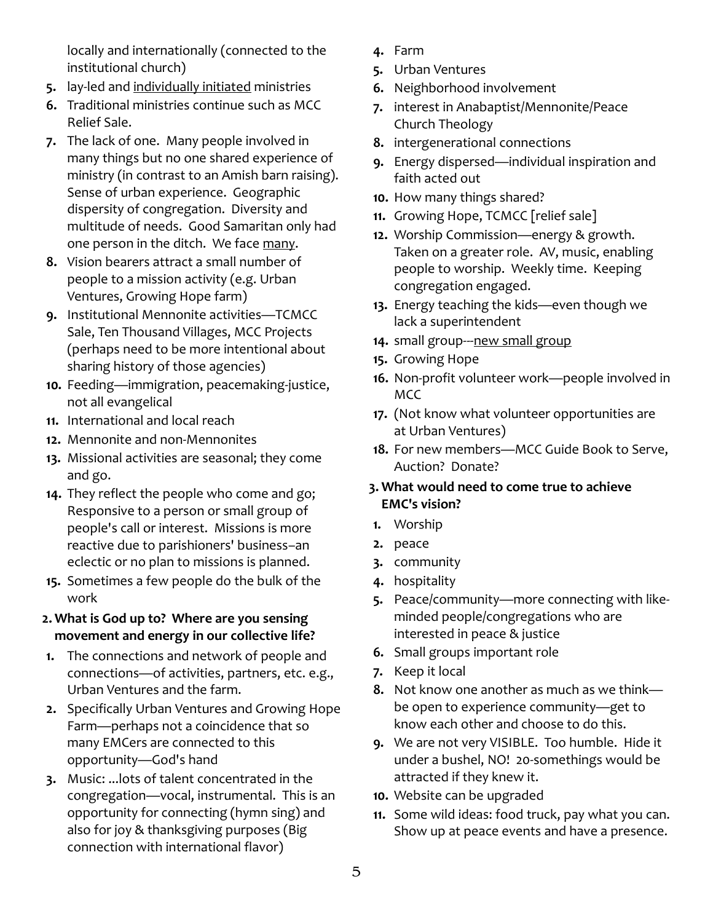locally and internationally (connected to the institutional church)

5. lay-led and <u>individually initiated</u> ministries
6. Traditional ministries continue such as MCC Relief Sale.
7. The lack of one. Many people involved in many things but no one shared experience of ministry (in contrast to an Amish barn raising). Sense of urban experience. Geographic dispersity of congregation. Diversity and multitude of needs. Good Samaritan only had one person in the ditch. We face <u>many</u>.
8. Vision bearers attract a small number of people to a mission activity (e.g. Urban Ventures, Growing Hope farm)
9. Institutional Mennonite activities—TCMCC Sale, Ten Thousand Villages, MCC Projects (perhaps need to be more intentional about sharing history of those agencies)
10. Feeding—immigration, peacemaking-justice, not all evangelical
11. International and local reach
12. Mennonite and non-Mennonites
13. Missional activities are seasonal; they come and go.
14. They reflect the people who come and go; Responsive to a person or small group of people's call or interest. Missions is more reactive due to parishioners' business–an eclectic or no plan to missions is planned.
15. Sometimes a few people do the bulk of the work

**2. What is God up to? Where are you sensing movement and energy in our collective life?**

1. The connections and network of people and connections—of activities, partners, etc. e.g., Urban Ventures and the farm.
2. Specifically Urban Ventures and Growing Hope Farm—perhaps not a coincidence that so many EMCers are connected to this opportunity—God's hand
3. Music: ...lots of talent concentrated in the congregation—vocal, instrumental. This is an opportunity for connecting (hymn sing) and also for joy & thanksgiving purposes (Big connection with international flavor)
4. Farm
5. Urban Ventures
6. Neighborhood involvement
7. interest in Anabaptist/Mennonite/Peace Church Theology
8. intergenerational connections
9. Energy dispersed—individual inspiration and faith acted out
10. How many things shared?
11. Growing Hope, TCMCC [relief sale]
12. Worship Commission—energy & growth. Taken on a greater role. AV, music, enabling people to worship. Weekly time. Keeping congregation engaged.
13. Energy teaching the kids—even though we lack a superintendent
14. small group---<u>new small group</u>
15. Growing Hope
16. Non-profit volunteer work—people involved in MCC
17. (Not know what volunteer opportunities are at Urban Ventures)
18. For new members—MCC Guide Book to Serve, Auction? Donate?

**3. What would need to come true to achieve EMC's vision?**

1. Worship
2. peace
3. community
4. hospitality
5. Peace/community—more connecting with like-minded people/congregations who are interested in peace & justice
6. Small groups important role
7. Keep it local
8. Not know one another as much as we think—be open to experience community—get to know each other and choose to do this.
9. We are not very VISIBLE. Too humble. Hide it under a bushel, NO! 20-somethings would be attracted if they knew it.
10. Website can be upgraded
11. Some wild ideas: food truck, pay what you can. Show up at peace events and have a presence.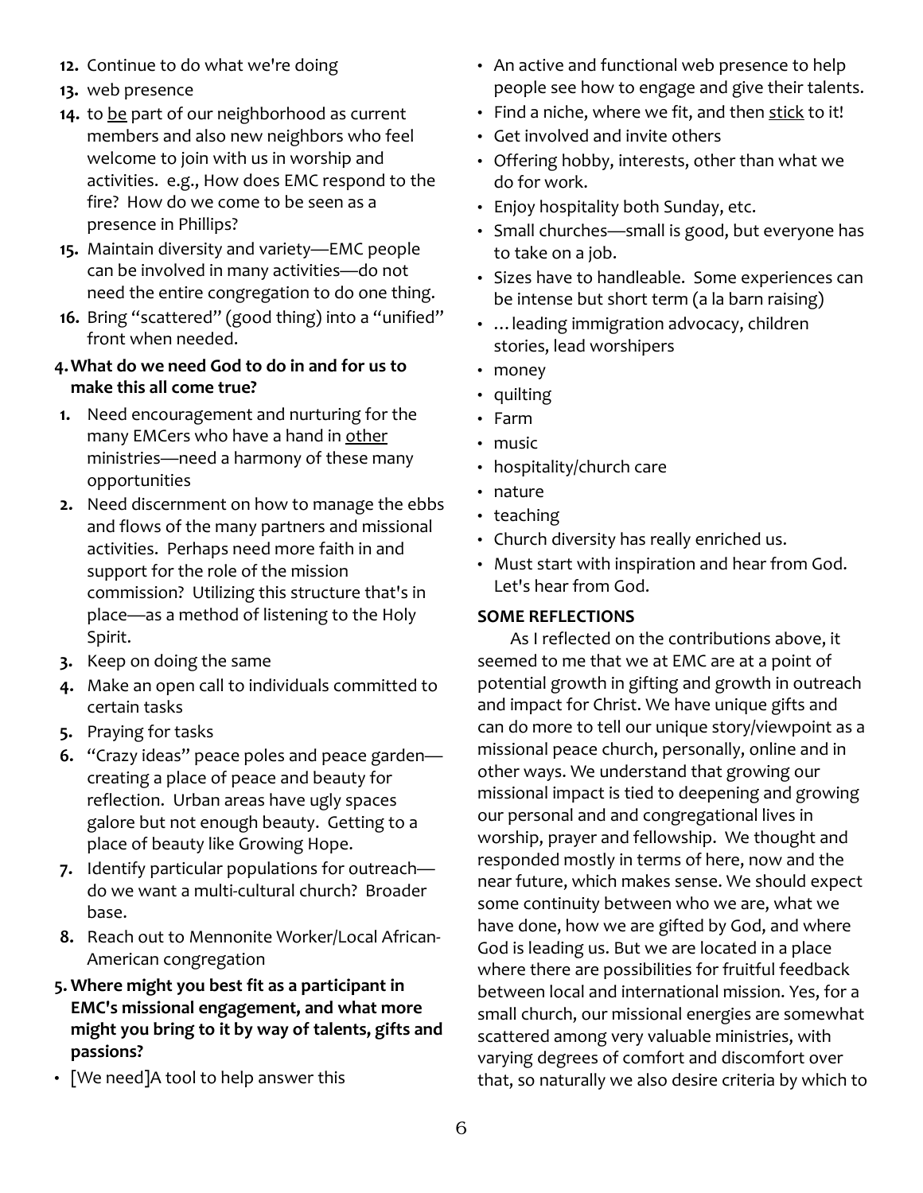12. Continue to do what we're doing
13. web presence
14. to <u>be</u> part of our neighborhood as current members and also new neighbors who feel welcome to join with us in worship and activities. e.g., How does EMC respond to the fire? How do we come to be seen as a presence in Phillips?
15. Maintain diversity and variety—EMC people can be involved in many activities—do not need the entire congregation to do one thing.
16. Bring "scattered" (good thing) into a "unified" front when needed.

**4. What do we need God to do in and for us to make this all come true?**

1. Need encouragement and nurturing for the many EMCers who have a hand in <u>other</u> ministries—need a harmony of these many opportunities
2. Need discernment on how to manage the ebbs and flows of the many partners and missional activities. Perhaps need more faith in and support for the role of the mission commission? Utilizing this structure that's in place—as a method of listening to the Holy Spirit.
3. Keep on doing the same
4. Make an open call to individuals committed to certain tasks
5. Praying for tasks
6. "Crazy ideas" peace poles and peace garden—creating a place of peace and beauty for reflection. Urban areas have ugly spaces galore but not enough beauty. Getting to a place of beauty like Growing Hope.
7. Identify particular populations for outreach—do we want a multi-cultural church? Broader base.
8. Reach out to Mennonite Worker/Local African-American congregation

**5. Where might you best fit as a participant in EMC's missional engagement, and what more might you bring to it by way of talents, gifts and passions?**

- [We need]A tool to help answer this
- An active and functional web presence to help people see how to engage and give their talents.
- Find a niche, where we fit, and then <u>stick</u> to it!
- Get involved and invite others
- Offering hobby, interests, other than what we do for work.
- Enjoy hospitality both Sunday, etc.
- Small churches—small is good, but everyone has to take on a job.
- Sizes have to handleable. Some experiences can be intense but short term (a la barn raising)
- …leading immigration advocacy, children stories, lead worshipers
- money
- quilting
- Farm
- music
- hospitality/church care
- nature
- teaching
- Church diversity has really enriched us.
- Must start with inspiration and hear from God. Let's hear from God.

**SOME REFLECTIONS**

As I reflected on the contributions above, it seemed to me that we at EMC are at a point of potential growth in gifting and growth in outreach and impact for Christ. We have unique gifts and can do more to tell our unique story/viewpoint as a missional peace church, personally, online and in other ways. We understand that growing our missional impact is tied to deepening and growing our personal and and congregational lives in worship, prayer and fellowship. We thought and responded mostly in terms of here, now and the near future, which makes sense. We should expect some continuity between who we are, what we have done, how we are gifted by God, and where God is leading us. But we are located in a place where there are possibilities for fruitful feedback between local and international mission. Yes, for a small church, our missional energies are somewhat scattered among very valuable ministries, with varying degrees of comfort and discomfort over that, so naturally we also desire criteria by which to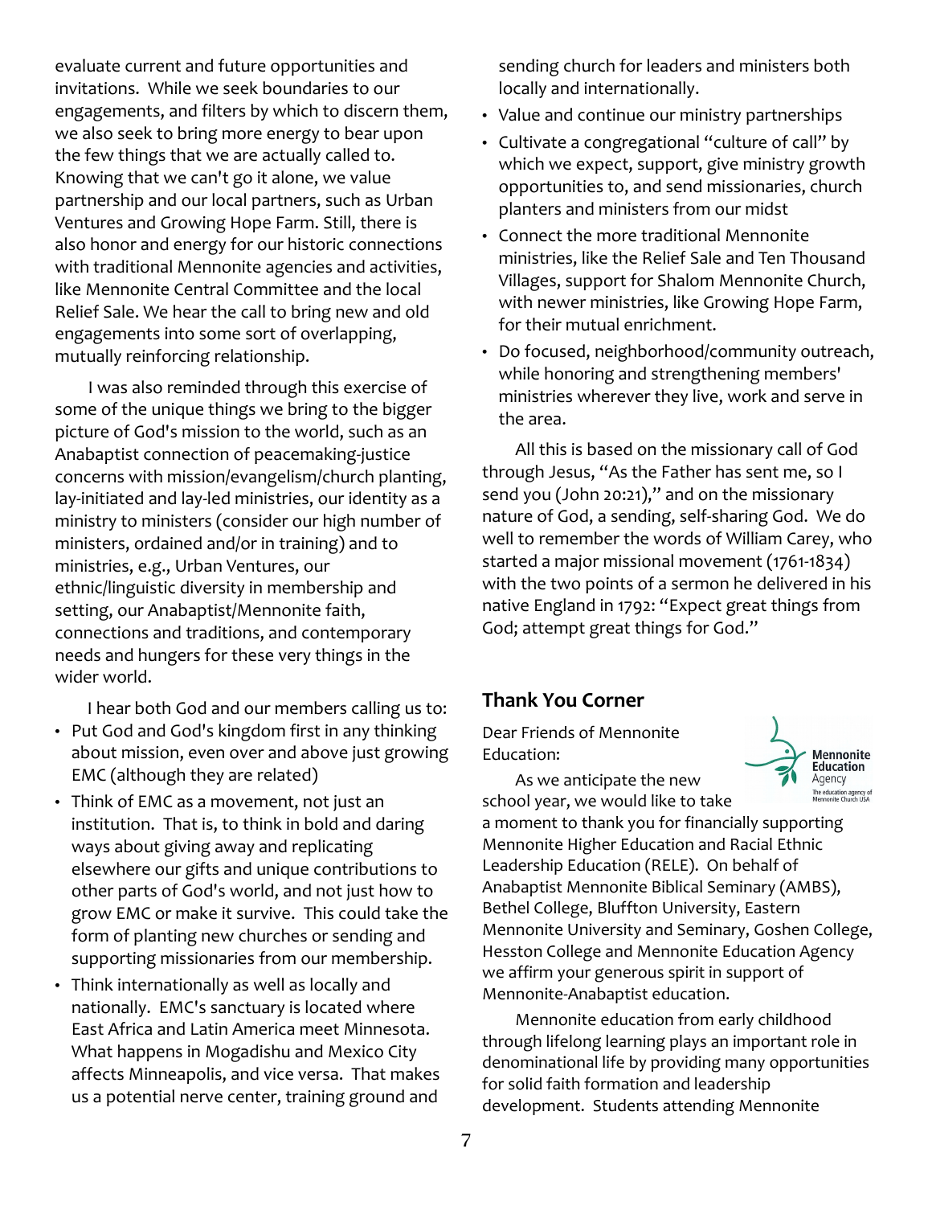evaluate current and future opportunities and invitations. While we seek boundaries to our engagements, and filters by which to discern them, we also seek to bring more energy to bear upon the few things that we are actually called to. Knowing that we can't go it alone, we value partnership and our local partners, such as Urban Ventures and Growing Hope Farm. Still, there is also honor and energy for our historic connections with traditional Mennonite agencies and activities, like Mennonite Central Committee and the local Relief Sale. We hear the call to bring new and old engagements into some sort of overlapping, mutually reinforcing relationship.

I was also reminded through this exercise of some of the unique things we bring to the bigger picture of God's mission to the world, such as an Anabaptist connection of peacemaking-justice concerns with mission/evangelism/church planting, lay-initiated and lay-led ministries, our identity as a ministry to ministers (consider our high number of ministers, ordained and/or in training) and to ministries, e.g., Urban Ventures, our ethnic/linguistic diversity in membership and setting, our Anabaptist/Mennonite faith, connections and traditions, and contemporary needs and hungers for these very things in the wider world.

I hear both God and our members calling us to:

- Put God and God's kingdom first in any thinking about mission, even over and above just growing EMC (although they are related)
- Think of EMC as a movement, not just an institution. That is, to think in bold and daring ways about giving away and replicating elsewhere our gifts and unique contributions to other parts of God's world, and not just how to grow EMC or make it survive. This could take the form of planting new churches or sending and supporting missionaries from our membership.
- Think internationally as well as locally and nationally. EMC's sanctuary is located where East Africa and Latin America meet Minnesota. What happens in Mogadishu and Mexico City affects Minneapolis, and vice versa. That makes us a potential nerve center, training ground and sending church for leaders and ministers both locally and internationally.
- Value and continue our ministry partnerships
- Cultivate a congregational "culture of call" by which we expect, support, give ministry growth opportunities to, and send missionaries, church planters and ministers from our midst
- Connect the more traditional Mennonite ministries, like the Relief Sale and Ten Thousand Villages, support for Shalom Mennonite Church, with newer ministries, like Growing Hope Farm, for their mutual enrichment.
- Do focused, neighborhood/community outreach, while honoring and strengthening members' ministries wherever they live, work and serve in the area.

All this is based on the missionary call of God through Jesus, "As the Father has sent me, so I send you (John 20:21)," and on the missionary nature of God, a sending, self-sharing God. We do well to remember the words of William Carey, who started a major missional movement (1761-1834) with the two points of a sermon he delivered in his native England in 1792: "Expect great things from God; attempt great things for God."

## Thank You Corner

Mennonite Education Agency
The education agency of Mennonite Church USA

Dear Friends of Mennonite Education:

As we anticipate the new school year, we would like to take a moment to thank you for financially supporting Mennonite Higher Education and Racial Ethnic Leadership Education (RELE). On behalf of Anabaptist Mennonite Biblical Seminary (AMBS), Bethel College, Bluffton University, Eastern Mennonite University and Seminary, Goshen College, Hesston College and Mennonite Education Agency we affirm your generous spirit in support of Mennonite-Anabaptist education.

Mennonite education from early childhood through lifelong learning plays an important role in denominational life by providing many opportunities for solid faith formation and leadership development. Students attending Mennonite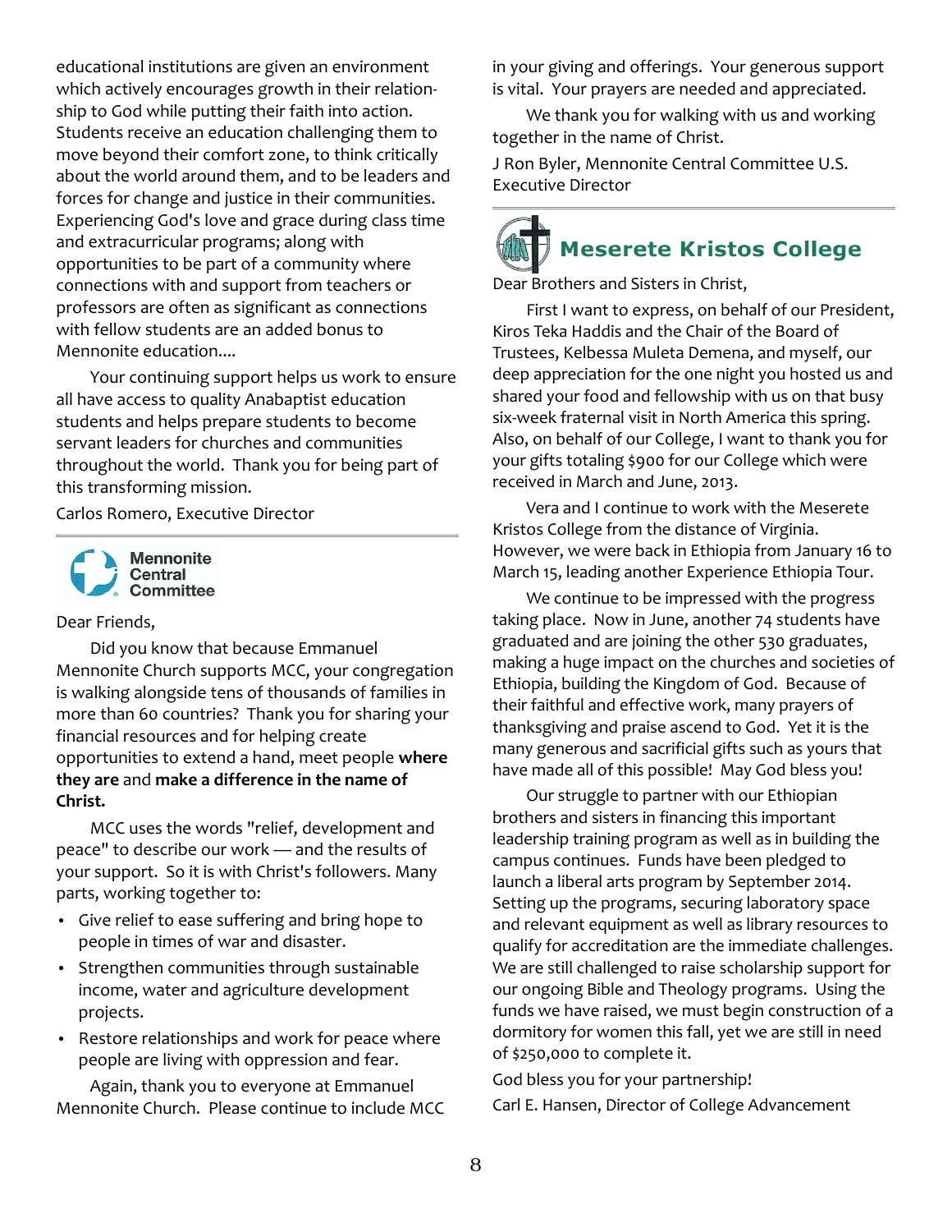educational institutions are given an environment which actively encourages growth in their relationship to God while putting their faith into action. Students receive an education challenging them to move beyond their comfort zone, to think critically about the world around them, and to be leaders and forces for change and justice in their communities. Experiencing God's love and grace during class time and extracurricular programs; along with opportunities to be part of a community where connections with and support from teachers or professors are often as significant as connections with fellow students are an added bonus to Mennonite education....

Your continuing support helps us work to ensure all have access to quality Anabaptist education students and helps prepare students to become servant leaders for churches and communities throughout the world. Thank you for being part of this transforming mission.

Carlos Romero, Executive Director

---

## Mennonite Central Committee

Dear Friends,

Did you know that because Emmanuel Mennonite Church supports MCC, your congregation is walking alongside tens of thousands of families in more than 60 countries? Thank you for sharing your financial resources and for helping create opportunities to extend a hand, meet people **where they are** and **make a difference in the name of Christ.**

MCC uses the words "relief, development and peace" to describe our work — and the results of your support. So it is with Christ's followers. Many parts, working together to:

- Give relief to ease suffering and bring hope to people in times of war and disaster.
- Strengthen communities through sustainable income, water and agriculture development projects.
- Restore relationships and work for peace where people are living with oppression and fear.

Again, thank you to everyone at Emmanuel Mennonite Church. Please continue to include MCC in your giving and offerings. Your generous support is vital. Your prayers are needed and appreciated.

We thank you for walking with us and working together in the name of Christ.

J Ron Byler, Mennonite Central Committee U.S. Executive Director

---

## Meserete Kristos College

Dear Brothers and Sisters in Christ,

First I want to express, on behalf of our President, Kiros Teka Haddis and the Chair of the Board of Trustees, Kelbessa Muleta Demena, and myself, our deep appreciation for the one night you hosted us and shared your food and fellowship with us on that busy six-week fraternal visit in North America this spring. Also, on behalf of our College, I want to thank you for your gifts totaling $900 for our College which were received in March and June, 2013.

Vera and I continue to work with the Meserete Kristos College from the distance of Virginia. However, we were back in Ethiopia from January 16 to March 15, leading another Experience Ethiopia Tour.

We continue to be impressed with the progress taking place. Now in June, another 74 students have graduated and are joining the other 530 graduates, making a huge impact on the churches and societies of Ethiopia, building the Kingdom of God. Because of their faithful and effective work, many prayers of thanksgiving and praise ascend to God. Yet it is the many generous and sacrificial gifts such as yours that have made all of this possible! May God bless you!

Our struggle to partner with our Ethiopian brothers and sisters in financing this important leadership training program as well as in building the campus continues. Funds have been pledged to launch a liberal arts program by September 2014. Setting up the programs, securing laboratory space and relevant equipment as well as library resources to qualify for accreditation are the immediate challenges. We are still challenged to raise scholarship support for our ongoing Bible and Theology programs. Using the funds we have raised, we must begin construction of a dormitory for women this fall, yet we are still in need of $250,000 to complete it.

God bless you for your partnership!

Carl E. Hansen, Director of College Advancement